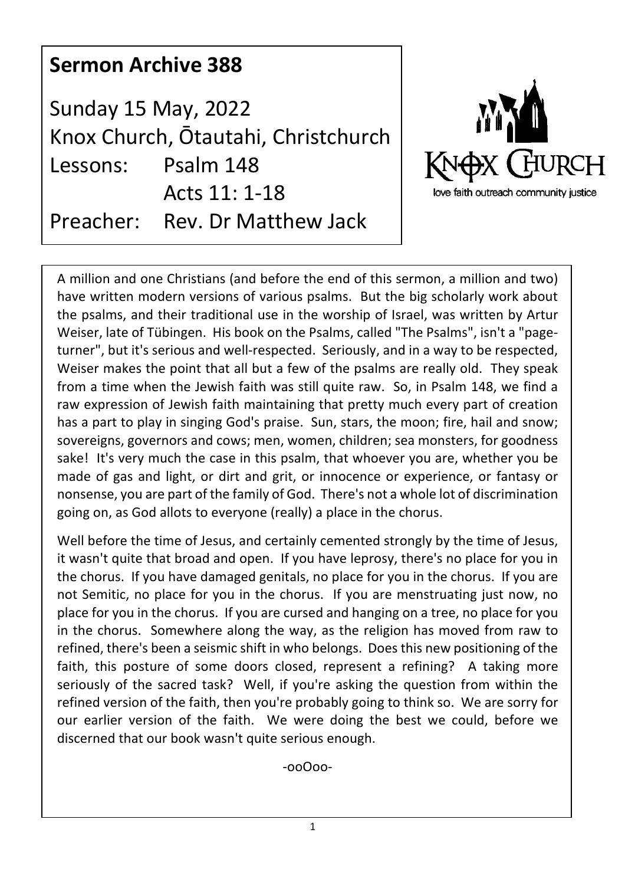# Sermon Archive 388

Sunday 15 May, 2022
Knox Church, Ōtautahi, Christchurch
Lessons: Psalm 148
Acts 11: 1-18
Preacher: Rev. Dr Matthew Jack

KNOX CHURCH
love faith outreach community justice

A million and one Christians (and before the end of this sermon, a million and two) have written modern versions of various psalms. But the big scholarly work about the psalms, and their traditional use in the worship of Israel, was written by Artur Weiser, late of Tübingen. His book on the Psalms, called "The Psalms", isn't a "page-turner", but it's serious and well-respected. Seriously, and in a way to be respected, Weiser makes the point that all but a few of the psalms are really old. They speak from a time when the Jewish faith was still quite raw. So, in Psalm 148, we find a raw expression of Jewish faith maintaining that pretty much every part of creation has a part to play in singing God's praise. Sun, stars, the moon; fire, hail and snow; sovereigns, governors and cows; men, women, children; sea monsters, for goodness sake! It's very much the case in this psalm, that whoever you are, whether you be made of gas and light, or dirt and grit, or innocence or experience, or fantasy or nonsense, you are part of the family of God. There's not a whole lot of discrimination going on, as God allots to everyone (really) a place in the chorus.

Well before the time of Jesus, and certainly cemented strongly by the time of Jesus, it wasn't quite that broad and open. If you have leprosy, there's no place for you in the chorus. If you have damaged genitals, no place for you in the chorus. If you are not Semitic, no place for you in the chorus. If you are menstruating just now, no place for you in the chorus. If you are cursed and hanging on a tree, no place for you in the chorus. Somewhere along the way, as the religion has moved from raw to refined, there's been a seismic shift in who belongs. Does this new positioning of the faith, this posture of some doors closed, represent a refining? A taking more seriously of the sacred task? Well, if you're asking the question from within the refined version of the faith, then you're probably going to think so. We are sorry for our earlier version of the faith. We were doing the best we could, before we discerned that our book wasn't quite serious enough.

-ooOoo-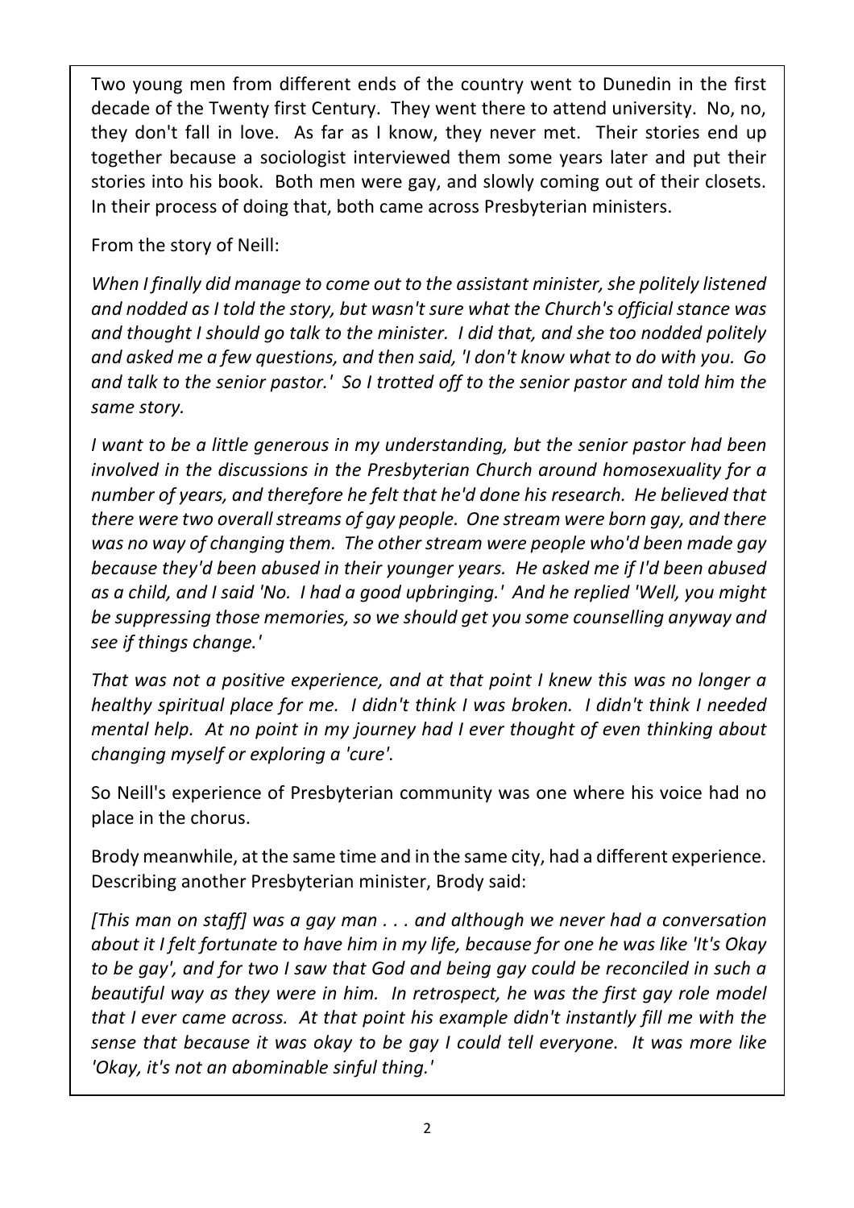Two young men from different ends of the country went to Dunedin in the first decade of the Twenty first Century. They went there to attend university. No, no, they don't fall in love. As far as I know, they never met. Their stories end up together because a sociologist interviewed them some years later and put their stories into his book. Both men were gay, and slowly coming out of their closets. In their process of doing that, both came across Presbyterian ministers.

From the story of Neill:

*When I finally did manage to come out to the assistant minister, she politely listened and nodded as I told the story, but wasn't sure what the Church's official stance was and thought I should go talk to the minister. I did that, and she too nodded politely and asked me a few questions, and then said, 'I don't know what to do with you. Go and talk to the senior pastor.' So I trotted off to the senior pastor and told him the same story.*

*I want to be a little generous in my understanding, but the senior pastor had been involved in the discussions in the Presbyterian Church around homosexuality for a number of years, and therefore he felt that he'd done his research. He believed that there were two overall streams of gay people. One stream were born gay, and there was no way of changing them. The other stream were people who'd been made gay because they'd been abused in their younger years. He asked me if I'd been abused as a child, and I said 'No. I had a good upbringing.' And he replied 'Well, you might be suppressing those memories, so we should get you some counselling anyway and see if things change.'*

*That was not a positive experience, and at that point I knew this was no longer a healthy spiritual place for me. I didn't think I was broken. I didn't think I needed mental help. At no point in my journey had I ever thought of even thinking about changing myself or exploring a 'cure'.*

So Neill's experience of Presbyterian community was one where his voice had no place in the chorus.

Brody meanwhile, at the same time and in the same city, had a different experience. Describing another Presbyterian minister, Brody said:

*[This man on staff] was a gay man . . . and although we never had a conversation about it I felt fortunate to have him in my life, because for one he was like 'It's Okay to be gay', and for two I saw that God and being gay could be reconciled in such a beautiful way as they were in him. In retrospect, he was the first gay role model that I ever came across. At that point his example didn't instantly fill me with the sense that because it was okay to be gay I could tell everyone. It was more like 'Okay, it's not an abominable sinful thing.'*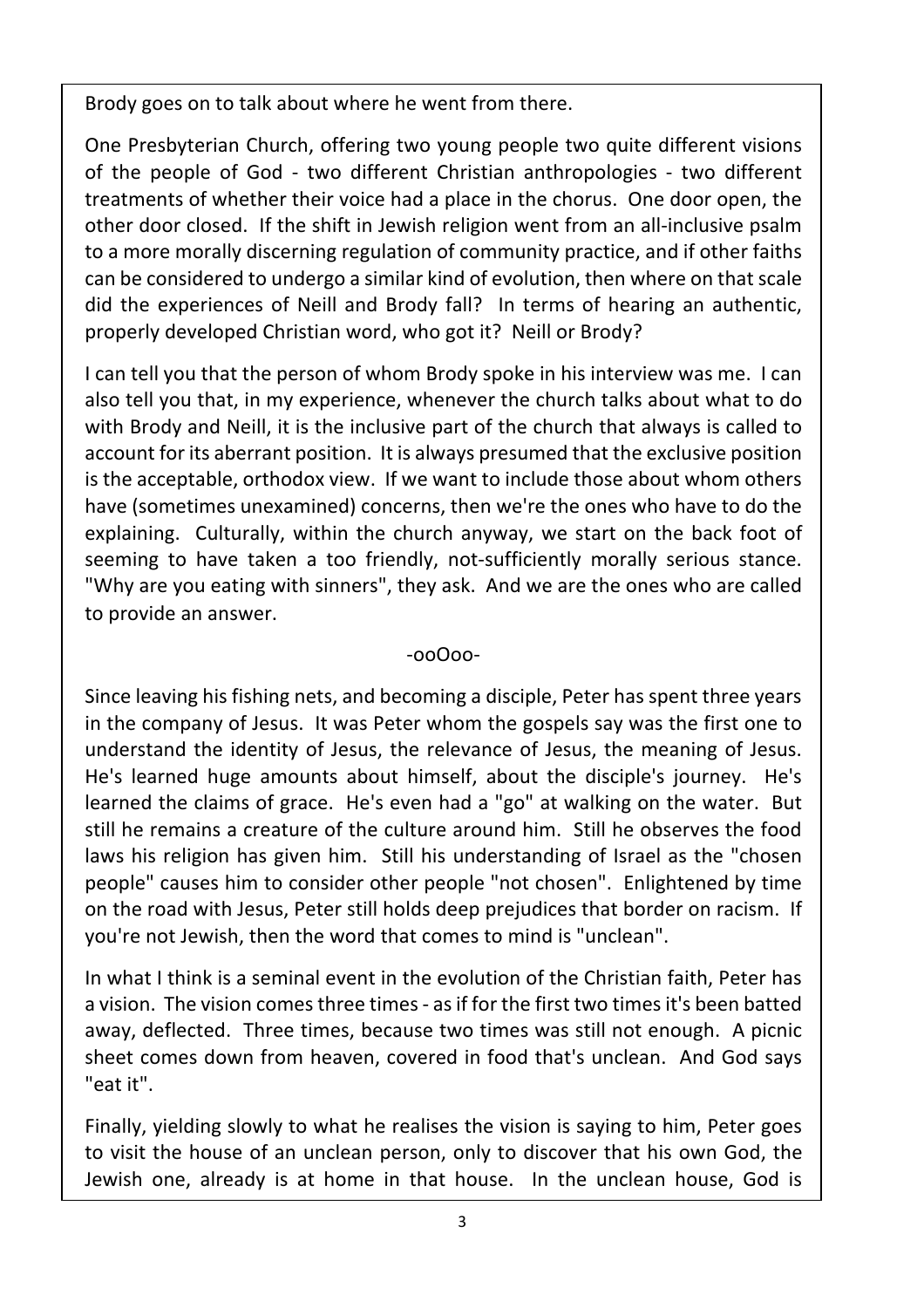Brody goes on to talk about where he went from there.

One Presbyterian Church, offering two young people two quite different visions of the people of God - two different Christian anthropologies - two different treatments of whether their voice had a place in the chorus. One door open, the other door closed. If the shift in Jewish religion went from an all-inclusive psalm to a more morally discerning regulation of community practice, and if other faiths can be considered to undergo a similar kind of evolution, then where on that scale did the experiences of Neill and Brody fall? In terms of hearing an authentic, properly developed Christian word, who got it? Neill or Brody?

I can tell you that the person of whom Brody spoke in his interview was me. I can also tell you that, in my experience, whenever the church talks about what to do with Brody and Neill, it is the inclusive part of the church that always is called to account for its aberrant position. It is always presumed that the exclusive position is the acceptable, orthodox view. If we want to include those about whom others have (sometimes unexamined) concerns, then we're the ones who have to do the explaining. Culturally, within the church anyway, we start on the back foot of seeming to have taken a too friendly, not-sufficiently morally serious stance. "Why are you eating with sinners", they ask. And we are the ones who are called to provide an answer.

-ooOoo-

Since leaving his fishing nets, and becoming a disciple, Peter has spent three years in the company of Jesus. It was Peter whom the gospels say was the first one to understand the identity of Jesus, the relevance of Jesus, the meaning of Jesus. He's learned huge amounts about himself, about the disciple's journey. He's learned the claims of grace. He's even had a "go" at walking on the water. But still he remains a creature of the culture around him. Still he observes the food laws his religion has given him. Still his understanding of Israel as the "chosen people" causes him to consider other people "not chosen". Enlightened by time on the road with Jesus, Peter still holds deep prejudices that border on racism. If you're not Jewish, then the word that comes to mind is "unclean".

In what I think is a seminal event in the evolution of the Christian faith, Peter has a vision. The vision comes three times - as if for the first two times it's been batted away, deflected. Three times, because two times was still not enough. A picnic sheet comes down from heaven, covered in food that's unclean. And God says "eat it".

Finally, yielding slowly to what he realises the vision is saying to him, Peter goes to visit the house of an unclean person, only to discover that his own God, the Jewish one, already is at home in that house. In the unclean house, God is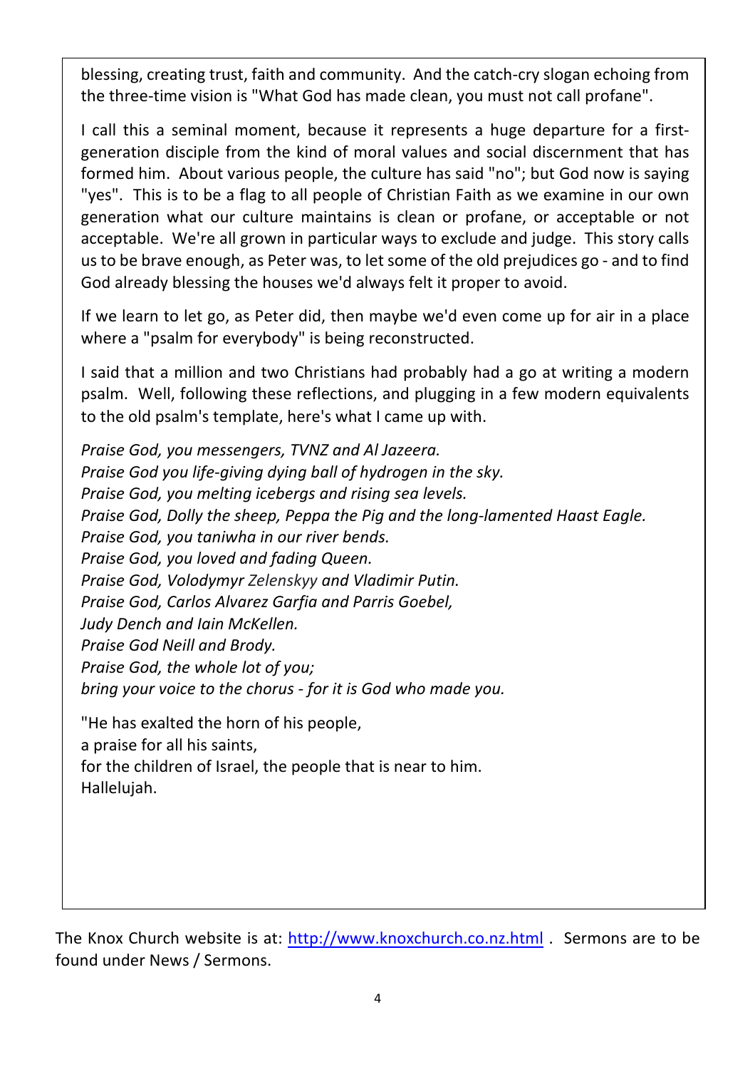blessing, creating trust, faith and community. And the catch-cry slogan echoing from the three-time vision is "What God has made clean, you must not call profane".

I call this a seminal moment, because it represents a huge departure for a first-generation disciple from the kind of moral values and social discernment that has formed him. About various people, the culture has said "no"; but God now is saying "yes". This is to be a flag to all people of Christian Faith as we examine in our own generation what our culture maintains is clean or profane, or acceptable or not acceptable. We're all grown in particular ways to exclude and judge. This story calls us to be brave enough, as Peter was, to let some of the old prejudices go - and to find God already blessing the houses we'd always felt it proper to avoid.

If we learn to let go, as Peter did, then maybe we'd even come up for air in a place where a "psalm for everybody" is being reconstructed.

I said that a million and two Christians had probably had a go at writing a modern psalm. Well, following these reflections, and plugging in a few modern equivalents to the old psalm's template, here's what I came up with.

*Praise God, you messengers, TVNZ and Al Jazeera.*
*Praise God you life-giving dying ball of hydrogen in the sky.*
*Praise God, you melting icebergs and rising sea levels.*
*Praise God, Dolly the sheep, Peppa the Pig and the long-lamented Haast Eagle.*
*Praise God, you taniwha in our river bends.*
*Praise God, you loved and fading Queen.*
*Praise God, Volodymyr Zelenskyy and Vladimir Putin.*
*Praise God, Carlos Alvarez Garfia and Parris Goebel,*
*Judy Dench and Iain McKellen.*
*Praise God Neill and Brody.*
*Praise God, the whole lot of you;*
*bring your voice to the chorus - for it is God who made you.*

"He has exalted the horn of his people,
a praise for all his saints,
for the children of Israel, the people that is near to him.
Hallelujah.

The Knox Church website is at: http://www.knoxchurch.co.nz.html . Sermons are to be found under News / Sermons.